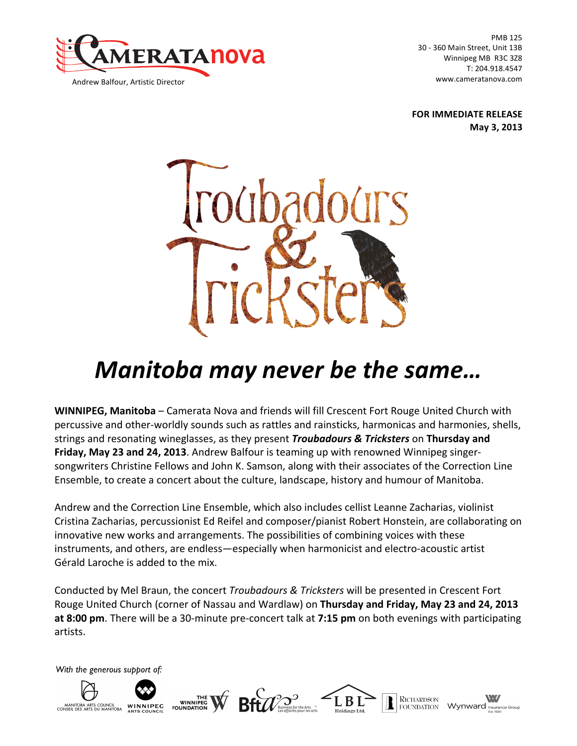CAMERATAnova

Andrew Balfour, Artistic Director

PMB 125
30 - 360 Main Street, Unit 13B
Winnipeg MB R3C 3Z8
T: 204.918.4547
www.cameratanova.com

**FOR IMMEDIATE RELEASE**
**May 3, 2013**

# Troubadours & Tricksters

## *Manitoba may never be the same…*

**WINNIPEG, Manitoba** – Camerata Nova and friends will fill Crescent Fort Rouge United Church with percussive and other-worldly sounds such as rattles and rainsticks, harmonicas and harmonies, shells, strings and resonating wineglasses, as they present ***Troubadours & Tricksters*** on **Thursday and Friday, May 23 and 24, 2013**. Andrew Balfour is teaming up with renowned Winnipeg singer-songwriters Christine Fellows and John K. Samson, along with their associates of the Correction Line Ensemble, to create a concert about the culture, landscape, history and humour of Manitoba.

Andrew and the Correction Line Ensemble, which also includes cellist Leanne Zacharias, violinist Cristina Zacharias, percussionist Ed Reifel and composer/pianist Robert Honstein, are collaborating on innovative new works and arrangements. The possibilities of combining voices with these instruments, and others, are endless—especially when harmonicist and electro-acoustic artist Gérald Laroche is added to the mix.

Conducted by Mel Braun, the concert *Troubadours & Tricksters* will be presented in Crescent Fort Rouge United Church (corner of Nassau and Wardlaw) on **Thursday and Friday, May 23 and 24, 2013 at 8:00 pm**. There will be a 30-minute pre-concert talk at **7:15 pm** on both evenings with participating artists.

*With the generous support of:*

Manitoba Arts Council / Conseil des Arts du Manitoba · Winnipeg Arts Council · The Winnipeg Foundation · Bfta Business for the Arts / Les affaires pour les arts · LBL Holdings Ltd. · Richardson Foundation · Wynward Insurance Group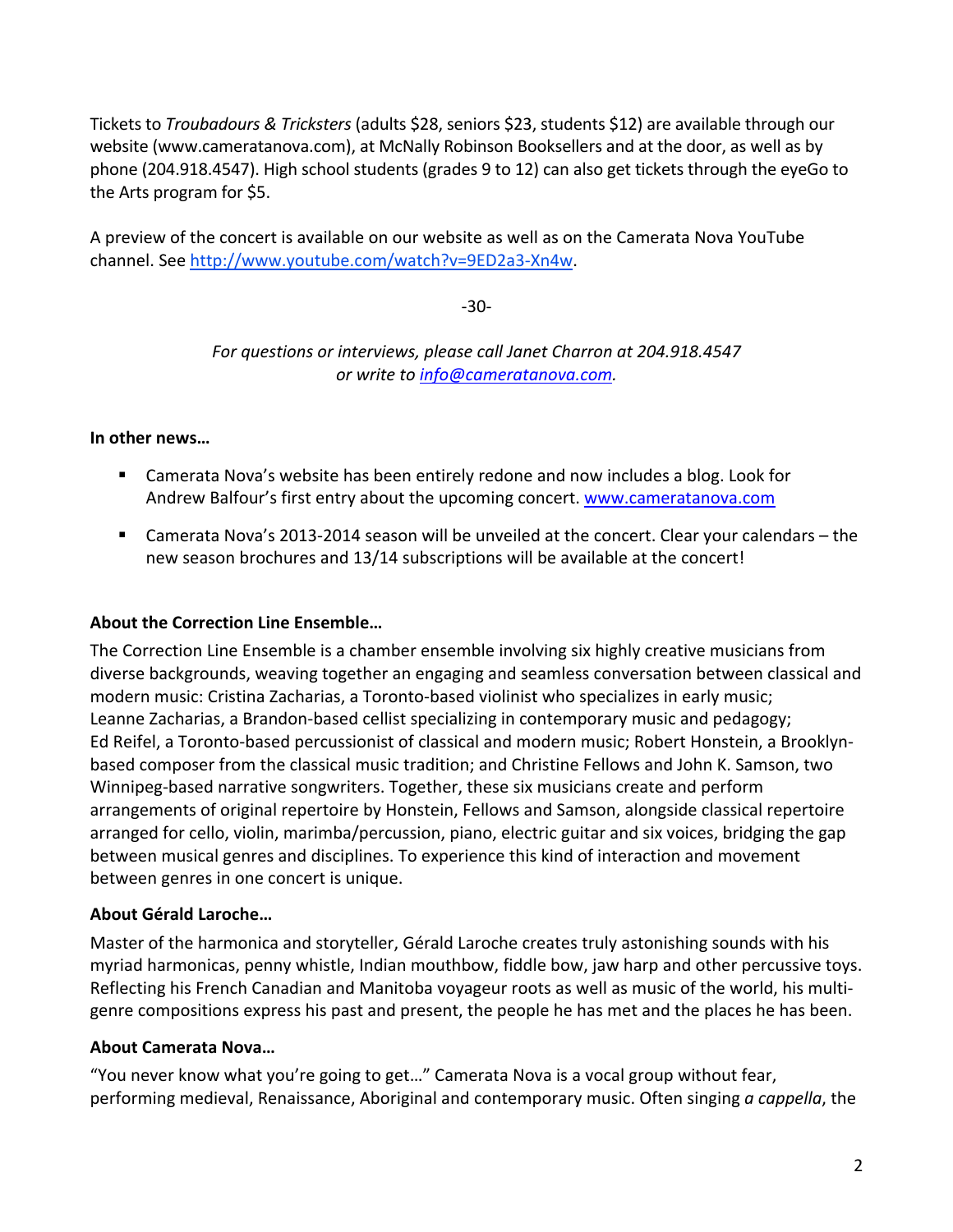Tickets to *Troubadours & Tricksters* (adults $28, seniors $23, students $12) are available through our website (www.cameratanova.com), at McNally Robinson Booksellers and at the door, as well as by phone (204.918.4547). High school students (grades 9 to 12) can also get tickets through the eyeGo to the Arts program for $5.

A preview of the concert is available on our website as well as on the Camerata Nova YouTube channel. See [http://www.youtube.com/watch?v=9ED2a3-Xn4w](http://www.youtube.com/watch?v=9ED2a3-Xn4w).

-30-

*For questions or interviews, please call Janet Charron at 204.918.4547*
*or write to [info@cameratanova.com](mailto:info@cameratanova.com).*

**In other news…**

- Camerata Nova's website has been entirely redone and now includes a blog. Look for Andrew Balfour's first entry about the upcoming concert. [www.cameratanova.com](http://www.cameratanova.com)
- Camerata Nova's 2013-2014 season will be unveiled at the concert. Clear your calendars – the new season brochures and 13/14 subscriptions will be available at the concert!

**About the Correction Line Ensemble…**

The Correction Line Ensemble is a chamber ensemble involving six highly creative musicians from diverse backgrounds, weaving together an engaging and seamless conversation between classical and modern music: Cristina Zacharias, a Toronto-based violinist who specializes in early music; Leanne Zacharias, a Brandon-based cellist specializing in contemporary music and pedagogy; Ed Reifel, a Toronto-based percussionist of classical and modern music; Robert Honstein, a Brooklyn-based composer from the classical music tradition; and Christine Fellows and John K. Samson, two Winnipeg-based narrative songwriters. Together, these six musicians create and perform arrangements of original repertoire by Honstein, Fellows and Samson, alongside classical repertoire arranged for cello, violin, marimba/percussion, piano, electric guitar and six voices, bridging the gap between musical genres and disciplines. To experience this kind of interaction and movement between genres in one concert is unique.

**About Gérald Laroche…**

Master of the harmonica and storyteller, Gérald Laroche creates truly astonishing sounds with his myriad harmonicas, penny whistle, Indian mouthbow, fiddle bow, jaw harp and other percussive toys. Reflecting his French Canadian and Manitoba voyageur roots as well as music of the world, his multi-genre compositions express his past and present, the people he has met and the places he has been.

**About Camerata Nova…**

"You never know what you're going to get…" Camerata Nova is a vocal group without fear, performing medieval, Renaissance, Aboriginal and contemporary music. Often singing *a cappella*, the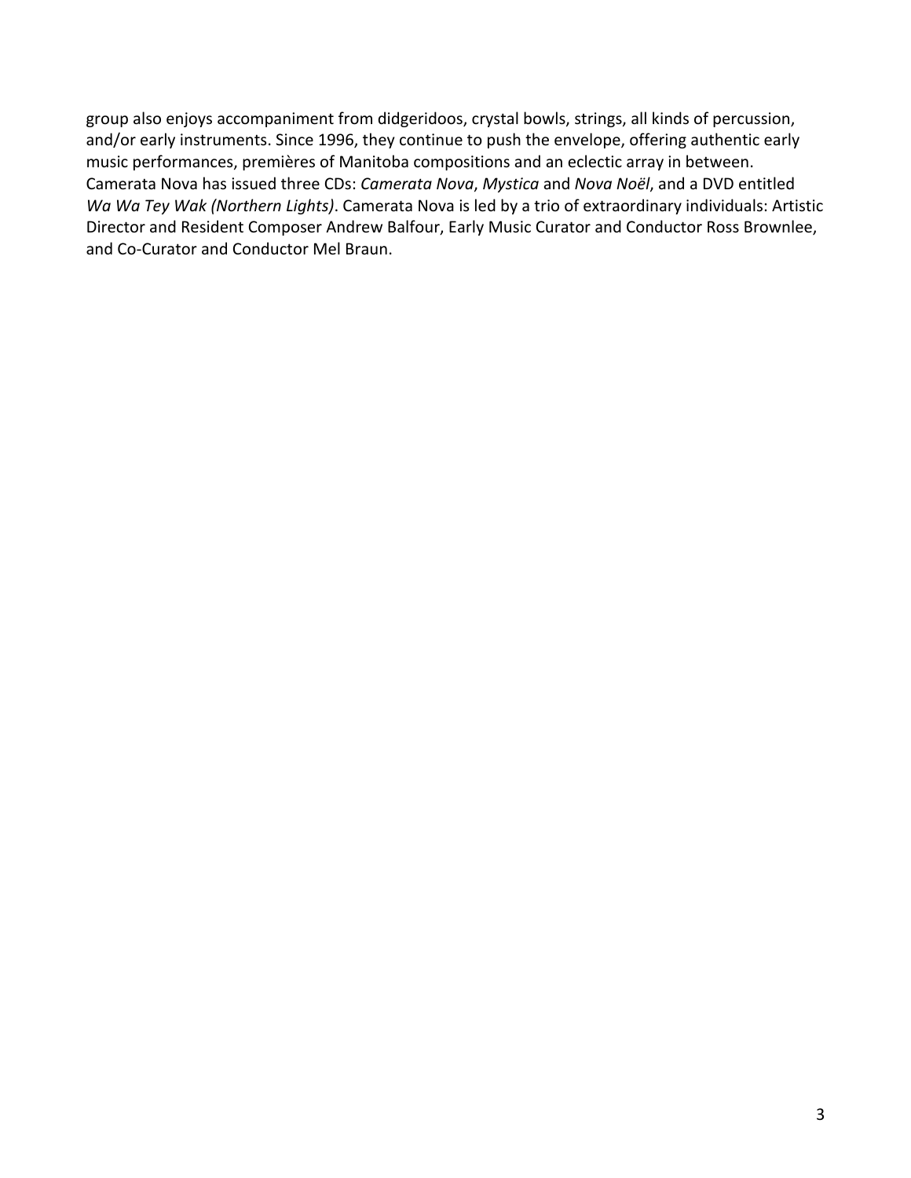group also enjoys accompaniment from didgeridoos, crystal bowls, strings, all kinds of percussion, and/or early instruments. Since 1996, they continue to push the envelope, offering authentic early music performances, premières of Manitoba compositions and an eclectic array in between. Camerata Nova has issued three CDs: *Camerata Nova*, *Mystica* and *Nova Noël*, and a DVD entitled *Wa Wa Tey Wak (Northern Lights)*. Camerata Nova is led by a trio of extraordinary individuals: Artistic Director and Resident Composer Andrew Balfour, Early Music Curator and Conductor Ross Brownlee, and Co-Curator and Conductor Mel Braun.